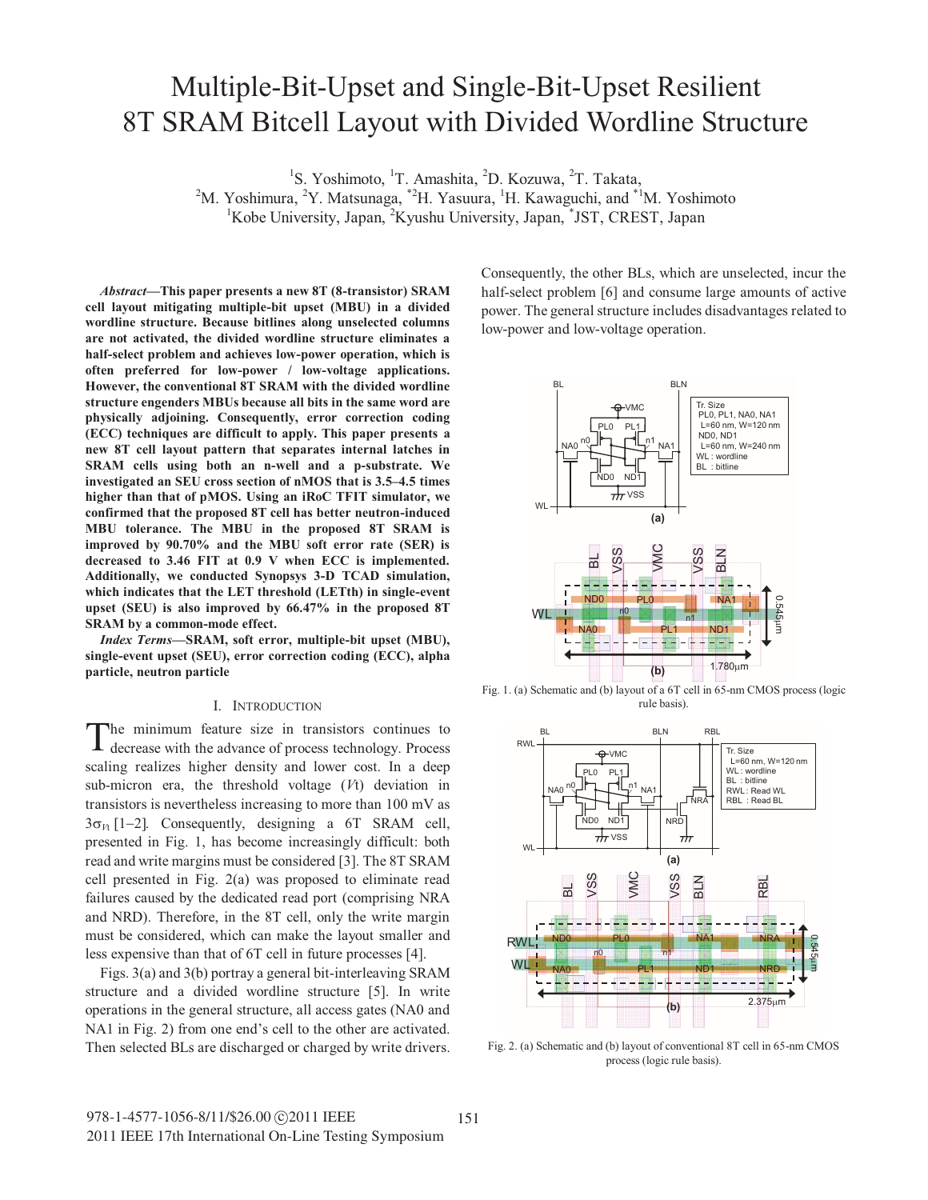# Multiple-Bit-Upset and Single-Bit-Upset Resilient 8T SRAM Bitcell Layout with Divided Wordline Structure

[1]S. Yoshimoto, [1]T. Amashita, [2]D. Kozuwa, [2]T. Takata,
[2]M. Yoshimura, [2]Y. Matsunaga, [*2]H. Yasuura, [1]H. Kawaguchi, and [*1]M. Yoshimoto
[1]Kobe University, Japan, [2]Kyushu University, Japan, [*]JST, CREST, Japan

***Abstract*—This paper presents a new 8T (8-transistor) SRAM cell layout mitigating multiple-bit upset (MBU) in a divided wordline structure. Because bitlines along unselected columns are not activated, the divided wordline structure eliminates a half-select problem and achieves low-power operation, which is often preferred for low-power / low-voltage applications. However, the conventional 8T SRAM with the divided wordline structure engenders MBUs because all bits in the same word are physically adjoining. Consequently, error correction coding (ECC) techniques are difficult to apply. This paper presents a new 8T cell layout pattern that separates internal latches in SRAM cells using both an n-well and a p-substrate. We investigated an SEU cross section of nMOS that is 3.5–4.5 times higher than that of pMOS. Using an iRoC TFIT simulator, we confirmed that the proposed 8T cell has better neutron-induced MBU tolerance. The MBU in the proposed 8T SRAM is improved by 90.70% and the MBU soft error rate (SER) is decreased to 3.46 FIT at 0.9 V when ECC is implemented. Additionally, we conducted Synopsys 3-D TCAD simulation, which indicates that the LET threshold (LETth) in single-event upset (SEU) is also improved by 66.47% in the proposed 8T SRAM by a common-mode effect.**

***Index Terms*—SRAM, soft error, multiple-bit upset (MBU), single-event upset (SEU), error correction coding (ECC), alpha particle, neutron particle**

## I. Introduction

The minimum feature size in transistors continues to decrease with the advance of process technology. Process scaling realizes higher density and lower cost. In a deep sub-micron era, the threshold voltage ($Vt$) deviation in transistors is nevertheless increasing to more than 100 mV as $3\sigma_{Vt}$ [1–2]. Consequently, designing a 6T SRAM cell, presented in Fig. 1, has become increasingly difficult: both read and write margins must be considered [3]. The 8T SRAM cell presented in Fig. 2(a) was proposed to eliminate read failures caused by the dedicated read port (comprising NRA and NRD). Therefore, in the 8T cell, only the write margin must be considered, which can make the layout smaller and less expensive than that of 6T cell in future processes [4].

Figs. 3(a) and 3(b) portray a general bit-interleaving SRAM structure and a divided wordline structure [5]. In write operations in the general structure, all access gates (NA0 and NA1 in Fig. 2) from one end's cell to the other are activated. Then selected BLs are discharged or charged by write drivers. Consequently, the other BLs, which are unselected, incur the half-select problem [6] and consume large amounts of active power. The general structure includes disadvantages related to low-power and low-voltage operation.

Fig. 1. (a) Schematic and (b) layout of a 6T cell in 65-nm CMOS process (logic rule basis).

Fig. 2. (a) Schematic and (b) layout of conventional 8T cell in 65-nm CMOS process (logic rule basis).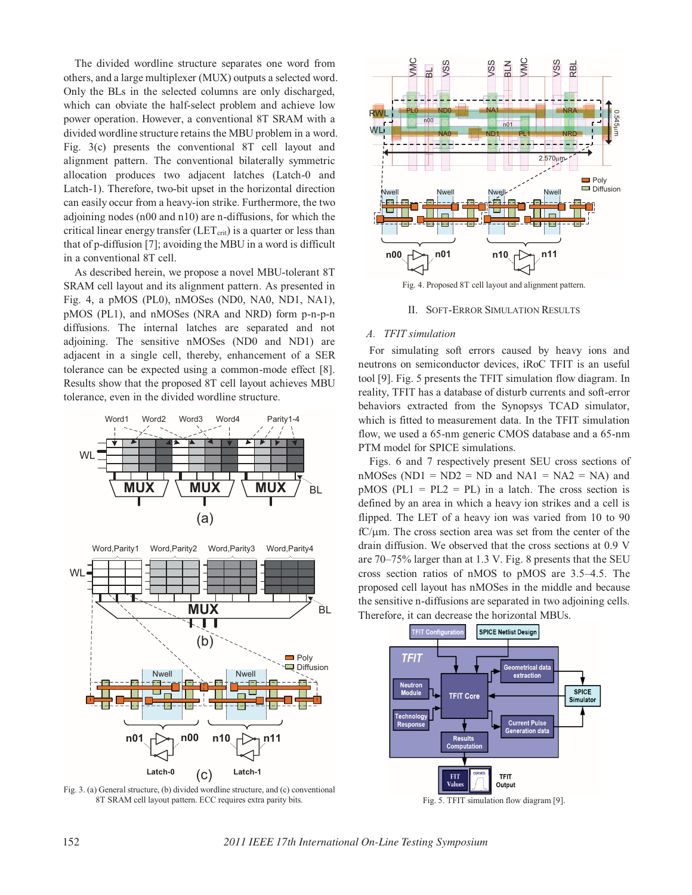The divided wordline structure separates one word from others, and a large multiplexer (MUX) outputs a selected word. Only the BLs in the selected columns are only discharged, which can obviate the half-select problem and achieve low power operation. However, a conventional 8T SRAM with a divided wordline structure retains the MBU problem in a word. Fig. 3(c) presents the conventional 8T cell layout and alignment pattern. The conventional bilaterally symmetric allocation produces two adjacent latches (Latch-0 and Latch-1). Therefore, two-bit upset in the horizontal direction can easily occur from a heavy-ion strike. Furthermore, the two adjoining nodes (n00 and n10) are n-diffusions, for which the critical linear energy transfer ($LET_{crit}$) is a quarter or less than that of p-diffusion [7]; avoiding the MBU in a word is difficult in a conventional 8T cell.

As described herein, we propose a novel MBU-tolerant 8T SRAM cell layout and its alignment pattern. As presented in Fig. 4, a pMOS (PL0), nMOSes (ND0, NA0, ND1, NA1), pMOS (PL1), and nMOSes (NRA and NRD) form p-n-p-n diffusions. The internal latches are separated and not adjoining. The sensitive nMOSes (ND0 and ND1) are adjacent in a single cell, thereby, enhancement of a SER tolerance can be expected using a common-mode effect [8]. Results show that the proposed 8T cell layout achieves MBU tolerance, even in the divided wordline structure.

Fig. 3. (a) General structure, (b) divided wordline structure, and (c) conventional 8T SRAM cell layout pattern. ECC requires extra parity bits.

Fig. 4. Proposed 8T cell layout and alignment pattern.

## II. SOFT-ERROR SIMULATION RESULTS

### A. TFIT simulation

For simulating soft errors caused by heavy ions and neutrons on semiconductor devices, iRoC TFIT is an useful tool [9]. Fig. 5 presents the TFIT simulation flow diagram. In reality, TFIT has a database of disturb currents and soft-error behaviors extracted from the Synopsys TCAD simulator, which is fitted to measurement data. In the TFIT simulation flow, we used a 65-nm generic CMOS database and a 65-nm PTM model for SPICE simulations.

Figs. 6 and 7 respectively present SEU cross sections of nMOSes (ND1 = ND2 = ND and NA1 = NA2 = NA) and pMOS (PL1 = PL2 = PL) in a latch. The cross section is defined by an area in which a heavy ion strikes and a cell is flipped. The LET of a heavy ion was varied from 10 to 90 fC/μm. The cross section area was set from the center of the drain diffusion. We observed that the cross sections at 0.9 V are 70–75% larger than at 1.3 V. Fig. 8 presents that the SEU cross section ratios of nMOS to pMOS are 3.5–4.5. The proposed cell layout has nMOSes in the middle and because the sensitive n-diffusions are separated in two adjoining cells. Therefore, it can decrease the horizontal MBUs.

Fig. 5. TFIT simulation flow diagram [9].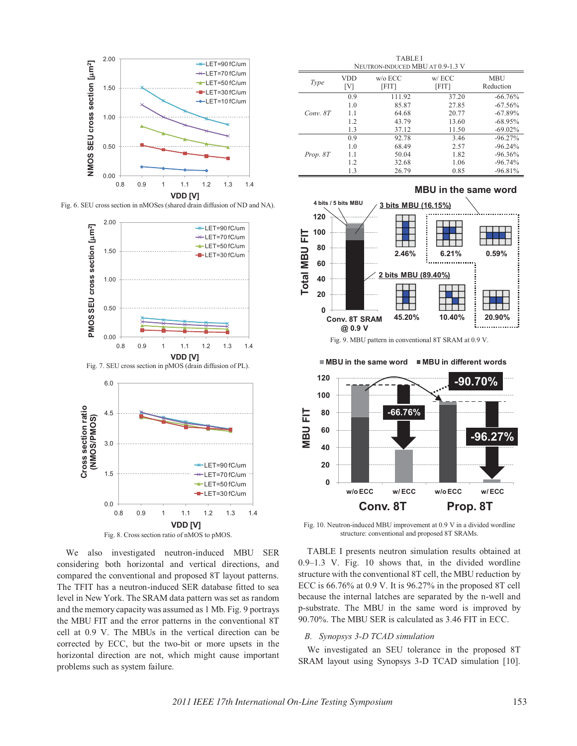Fig. 6. SEU cross section in nMOSes (shared drain diffusion of ND and NA).

Fig. 7. SEU cross section in pMOS (drain diffusion of PL).

Fig. 8. Cross section ratio of nMOS to pMOS.

We also investigated neutron-induced MBU SER considering both horizontal and vertical directions, and compared the conventional and proposed 8T layout patterns. The TFIT has a neutron-induced SER database fitted to sea level in New York. The SRAM data pattern was set as random and the memory capacity was assumed as 1 Mb. Fig. 9 portrays the MBU FIT and the error patterns in the conventional 8T cell at 0.9 V. The MBUs in the vertical direction can be corrected by ECC, but the two-bit or more upsets in the horizontal direction are not, which might cause important problems such as system failure.

TABLE I
NEUTRON-INDUCED MBU AT 0.9-1.3 V

| *Type* | VDD [V] | w/o ECC [FIT] | w/ ECC [FIT] | MBU Reduction |
|---|---|---|---|---|
| *Conv. 8T* | 0.9 | 111.92 | 37.20 | -66.76% |
| | 1.0 | 85.87 | 27.85 | -67.56% |
| | 1.1 | 64.68 | 20.77 | -67.89% |
| | 1.2 | 43.79 | 13.60 | -68.95% |
| | 1.3 | 37.12 | 11.50 | -69.02% |
| *Prop. 8T* | 0.9 | 92.78 | 3.46 | -96.27% |
| | 1.0 | 68.49 | 2.57 | -96.24% |
| | 1.1 | 50.04 | 1.82 | -96.36% |
| | 1.2 | 32.68 | 1.06 | -96.74% |
| | 1.3 | 26.79 | 0.85 | -96.81% |

Fig. 9. MBU pattern in conventional 8T SRAM at 0.9 V.

Fig. 10. Neutron-induced MBU improvement at 0.9 V in a divided wordline structure: conventional and proposed 8T SRAMs.

TABLE I presents neutron simulation results obtained at 0.9–1.3 V. Fig. 10 shows that, in the divided wordline structure with the conventional 8T cell, the MBU reduction by ECC is 66.76% at 0.9 V. It is 96.27% in the proposed 8T cell because the internal latches are separated by the n-well and p-substrate. The MBU in the same word is improved by 90.70%. The MBU SER is calculated as 3.46 FIT in ECC.

### *B. Synopsys 3-D TCAD simulation*

We investigated an SEU tolerance in the proposed 8T SRAM layout using Synopsys 3-D TCAD simulation [10].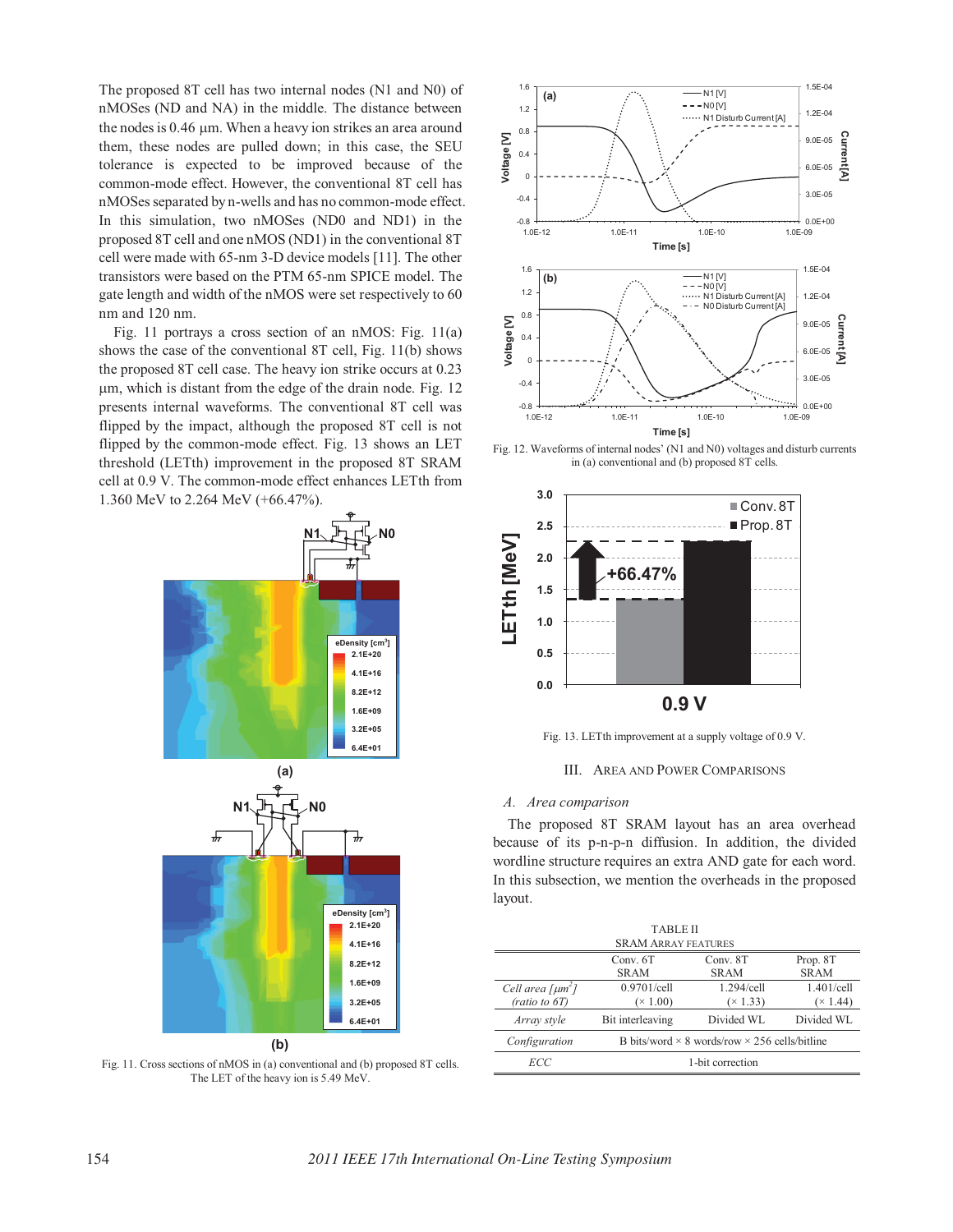The proposed 8T cell has two internal nodes (N1 and N0) of nMOSes (ND and NA) in the middle. The distance between the nodes is 0.46 µm. When a heavy ion strikes an area around them, these nodes are pulled down; in this case, the SEU tolerance is expected to be improved because of the common-mode effect. However, the conventional 8T cell has nMOSes separated by n-wells and has no common-mode effect. In this simulation, two nMOSes (ND0 and ND1) in the proposed 8T cell and one nMOS (ND1) in the conventional 8T cell were made with 65-nm 3-D device models [11]. The other transistors were based on the PTM 65-nm SPICE model. The gate length and width of the nMOS were set respectively to 60 nm and 120 nm.

Fig. 11 portrays a cross section of an nMOS: Fig. 11(a) shows the case of the conventional 8T cell, Fig. 11(b) shows the proposed 8T cell case. The heavy ion strike occurs at 0.23 µm, which is distant from the edge of the drain node. Fig. 12 presents internal waveforms. The conventional 8T cell was flipped by the impact, although the proposed 8T cell is not flipped by the common-mode effect. Fig. 13 shows an LET threshold (LETth) improvement in the proposed 8T SRAM cell at 0.9 V. The common-mode effect enhances LETth from 1.360 MeV to 2.264 MeV (+66.47%).

Fig. 11. Cross sections of nMOS in (a) conventional and (b) proposed 8T cells. The LET of the heavy ion is 5.49 MeV.

Fig. 12. Waveforms of internal nodes' (N1 and N0) voltages and disturb currents in (a) conventional and (b) proposed 8T cells.

Fig. 13. LETth improvement at a supply voltage of 0.9 V.

## III. Area and Power Comparisons

### A. Area comparison

The proposed 8T SRAM layout has an area overhead because of its p-n-p-n diffusion. In addition, the divided wordline structure requires an extra AND gate for each word. In this subsection, we mention the overheads in the proposed layout.

TABLE II
SRAM Array Features

| | Conv. 6T SRAM | Conv. 8T SRAM | Prop. 8T SRAM |
|---|---|---|---|
| *Cell area [µm$^2$]* *(ratio to 6T)* | 0.9701/cell (× 1.00) | 1.294/cell (× 1.33) | 1.401/cell (× 1.44) |
| *Array style* | Bit interleaving | Divided WL | Divided WL |
| *Configuration* | B bits/word × 8 words/row × 256 cells/bitline | | |
| *ECC* | 1-bit correction | | |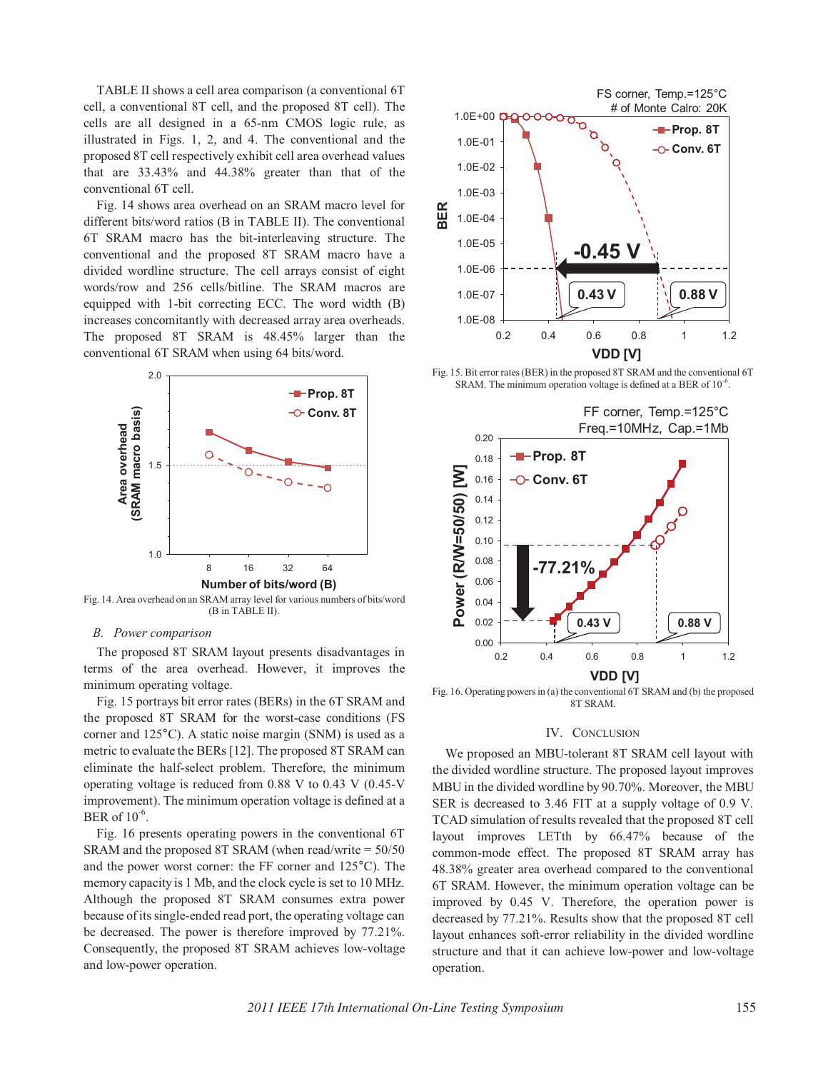TABLE II shows a cell area comparison (a conventional 6T cell, a conventional 8T cell, and the proposed 8T cell). The cells are all designed in a 65-nm CMOS logic rule, as illustrated in Figs. 1, 2, and 4. The conventional and the proposed 8T cell respectively exhibit cell area overhead values that are 33.43% and 44.38% greater than that of the conventional 6T cell.

Fig. 14 shows area overhead on an SRAM macro level for different bits/word ratios (B in TABLE II). The conventional 6T SRAM macro has the bit-interleaving structure. The conventional and the proposed 8T SRAM macro have a divided wordline structure. The cell arrays consist of eight words/row and 256 cells/bitline. The SRAM macros are equipped with 1-bit correcting ECC. The word width (B) increases concomitantly with decreased array area overheads. The proposed 8T SRAM is 48.45% larger than the conventional 6T SRAM when using 64 bits/word.

Fig. 14. Area overhead on an SRAM array level for various numbers of bits/word (B in TABLE II).

### B. Power comparison

The proposed 8T SRAM layout presents disadvantages in terms of the area overhead. However, it improves the minimum operating voltage.

Fig. 15 portrays bit error rates (BERs) in the 6T SRAM and the proposed 8T SRAM for the worst-case conditions (FS corner and 125°C). A static noise margin (SNM) is used as a metric to evaluate the BERs [12]. The proposed 8T SRAM can eliminate the half-select problem. Therefore, the minimum operating voltage is reduced from 0.88 V to 0.43 V (0.45-V improvement). The minimum operation voltage is defined at a BER of $10^{-6}$.

Fig. 16 presents operating powers in the conventional 6T SRAM and the proposed 8T SRAM (when read/write = 50/50 and the power worst corner: the FF corner and 125°C). The memory capacity is 1 Mb, and the clock cycle is set to 10 MHz. Although the proposed 8T SRAM consumes extra power because of its single-ended read port, the operating voltage can be decreased. The power is therefore improved by 77.21%. Consequently, the proposed 8T SRAM achieves low-voltage and low-power operation.

Fig. 15. Bit error rates (BER) in the proposed 8T SRAM and the conventional 6T SRAM. The minimum operation voltage is defined at a BER of $10^{-6}$.

Fig. 16. Operating powers in (a) the conventional 6T SRAM and (b) the proposed 8T SRAM.

## IV. Conclusion

We proposed an MBU-tolerant 8T SRAM cell layout with the divided wordline structure. The proposed layout improves MBU in the divided wordline by 90.70%. Moreover, the MBU SER is decreased to 3.46 FIT at a supply voltage of 0.9 V. TCAD simulation of results revealed that the proposed 8T cell layout improves LETth by 66.47% because of the common-mode effect. The proposed 8T SRAM array has 48.38% greater area overhead compared to the conventional 6T SRAM. However, the minimum operation voltage can be improved by 0.45 V. Therefore, the operation power is decreased by 77.21%. Results show that the proposed 8T cell layout enhances soft-error reliability in the divided wordline structure and that it can achieve low-power and low-voltage operation.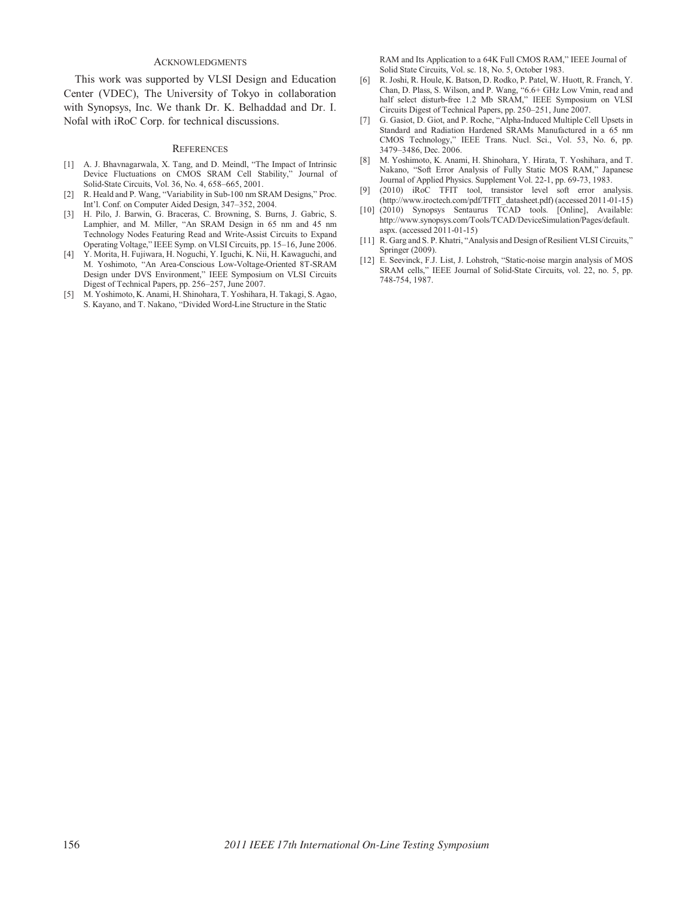## ACKNOWLEDGMENTS

This work was supported by VLSI Design and Education Center (VDEC), The University of Tokyo in collaboration with Synopsys, Inc. We thank Dr. K. Belhaddad and Dr. I. Nofal with iRoC Corp. for technical discussions.

## REFERENCES

[1] A. J. Bhavnagarwala, X. Tang, and D. Meindl, "The Impact of Intrinsic Device Fluctuations on CMOS SRAM Cell Stability," Journal of Solid-State Circuits, Vol. 36, No. 4, 658–665, 2001.

[2] R. Heald and P. Wang, "Variability in Sub-100 nm SRAM Designs," Proc. Int'l. Conf. on Computer Aided Design, 347–352, 2004.

[3] H. Pilo, J. Barwin, G. Braceras, C. Browning, S. Burns, J. Gabric, S. Lamphier, and M. Miller, "An SRAM Design in 65 nm and 45 nm Technology Nodes Featuring Read and Write-Assist Circuits to Expand Operating Voltage," IEEE Symp. on VLSI Circuits, pp. 15–16, June 2006.

[4] Y. Morita, H. Fujiwara, H. Noguchi, Y. Iguchi, K. Nii, H. Kawaguchi, and M. Yoshimoto, "An Area-Conscious Low-Voltage-Oriented 8T-SRAM Design under DVS Environment," IEEE Symposium on VLSI Circuits Digest of Technical Papers, pp. 256–257, June 2007.

[5] M. Yoshimoto, K. Anami, H. Shinohara, T. Yoshihara, H. Takagi, S. Agao, S. Kayano, and T. Nakano, "Divided Word-Line Structure in the Static RAM and Its Application to a 64K Full CMOS RAM," IEEE Journal of Solid State Circuits, Vol. sc. 18, No. 5, October 1983.

[6] R. Joshi, R. Houle, K. Batson, D. Rodko, P. Patel, W. Huott, R. Franch, Y. Chan, D. Plass, S. Wilson, and P. Wang, "6.6+ GHz Low Vmin, read and half select disturb-free 1.2 Mb SRAM," IEEE Symposium on VLSI Circuits Digest of Technical Papers, pp. 250–251, June 2007.

[7] G. Gasiot, D. Giot, and P. Roche, "Alpha-Induced Multiple Cell Upsets in Standard and Radiation Hardened SRAMs Manufactured in a 65 nm CMOS Technology," IEEE Trans. Nucl. Sci., Vol. 53, No. 6, pp. 3479–3486, Dec. 2006.

[8] M. Yoshimoto, K. Anami, H. Shinohara, Y. Hirata, T. Yoshihara, and T. Nakano, "Soft Error Analysis of Fully Static MOS RAM," Japanese Journal of Applied Physics. Supplement Vol. 22-1, pp. 69-73, 1983.

[9] (2010) iRoC TFIT tool, transistor level soft error analysis. (http://www.iroctech.com/pdf/TFIT_datasheet.pdf) (accessed 2011-01-15)

[10] (2010) Synopsys Sentaurus TCAD tools. [Online], Available: http://www.synopsys.com/Tools/TCAD/DeviceSimulation/Pages/default.aspx. (accessed 2011-01-15)

[11] R. Garg and S. P. Khatri, "Analysis and Design of Resilient VLSI Circuits," Springer (2009).

[12] E. Seevinck, F.J. List, J. Lohstroh, "Static-noise margin analysis of MOS SRAM cells," IEEE Journal of Solid-State Circuits, vol. 22, no. 5, pp. 748-754, 1987.